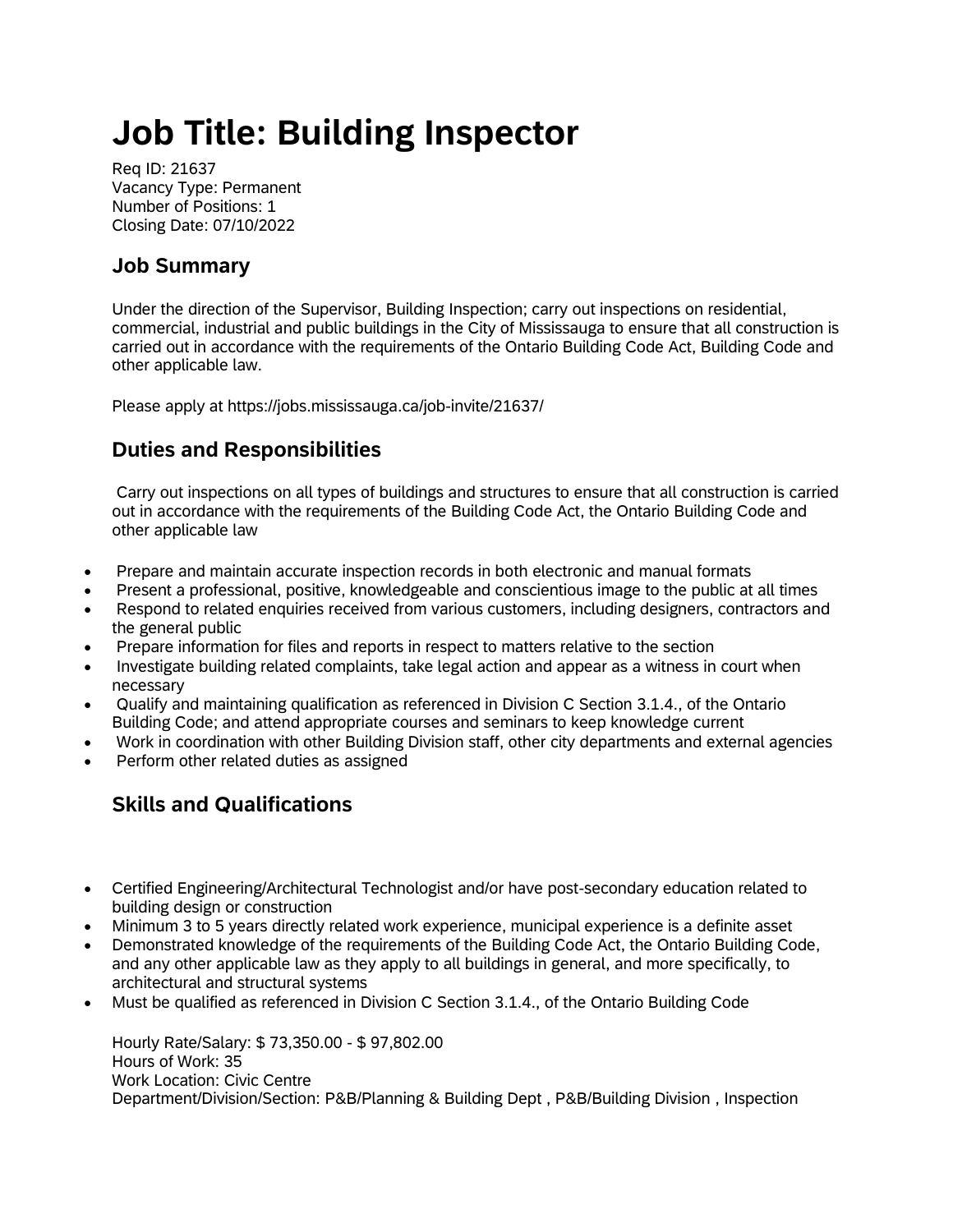# Job Title: Building Inspector

Req ID: 21637
Vacancy Type: Permanent
Number of Positions: 1
Closing Date: 07/10/2022

## Job Summary

Under the direction of the Supervisor, Building Inspection; carry out inspections on residential, commercial, industrial and public buildings in the City of Mississauga to ensure that all construction is carried out in accordance with the requirements of the Ontario Building Code Act, Building Code and other applicable law.

Please apply at https://jobs.mississauga.ca/job-invite/21637/

## Duties and Responsibilities

Carry out inspections on all types of buildings and structures to ensure that all construction is carried out in accordance with the requirements of the Building Code Act, the Ontario Building Code and other applicable law

- Prepare and maintain accurate inspection records in both electronic and manual formats
- Present a professional, positive, knowledgeable and conscientious image to the public at all times
- Respond to related enquiries received from various customers, including designers, contractors and the general public
- Prepare information for files and reports in respect to matters relative to the section
- Investigate building related complaints, take legal action and appear as a witness in court when necessary
- Qualify and maintaining qualification as referenced in Division C Section 3.1.4., of the Ontario Building Code; and attend appropriate courses and seminars to keep knowledge current
- Work in coordination with other Building Division staff, other city departments and external agencies
- Perform other related duties as assigned

## Skills and Qualifications

- Certified Engineering/Architectural Technologist and/or have post-secondary education related to building design or construction
- Minimum 3 to 5 years directly related work experience, municipal experience is a definite asset
- Demonstrated knowledge of the requirements of the Building Code Act, the Ontario Building Code, and any other applicable law as they apply to all buildings in general, and more specifically, to architectural and structural systems
- Must be qualified as referenced in Division C Section 3.1.4., of the Ontario Building Code

Hourly Rate/Salary: $ 73,350.00 - $ 97,802.00
Hours of Work: 35
Work Location: Civic Centre
Department/Division/Section: P&B/Planning & Building Dept , P&B/Building Division , Inspection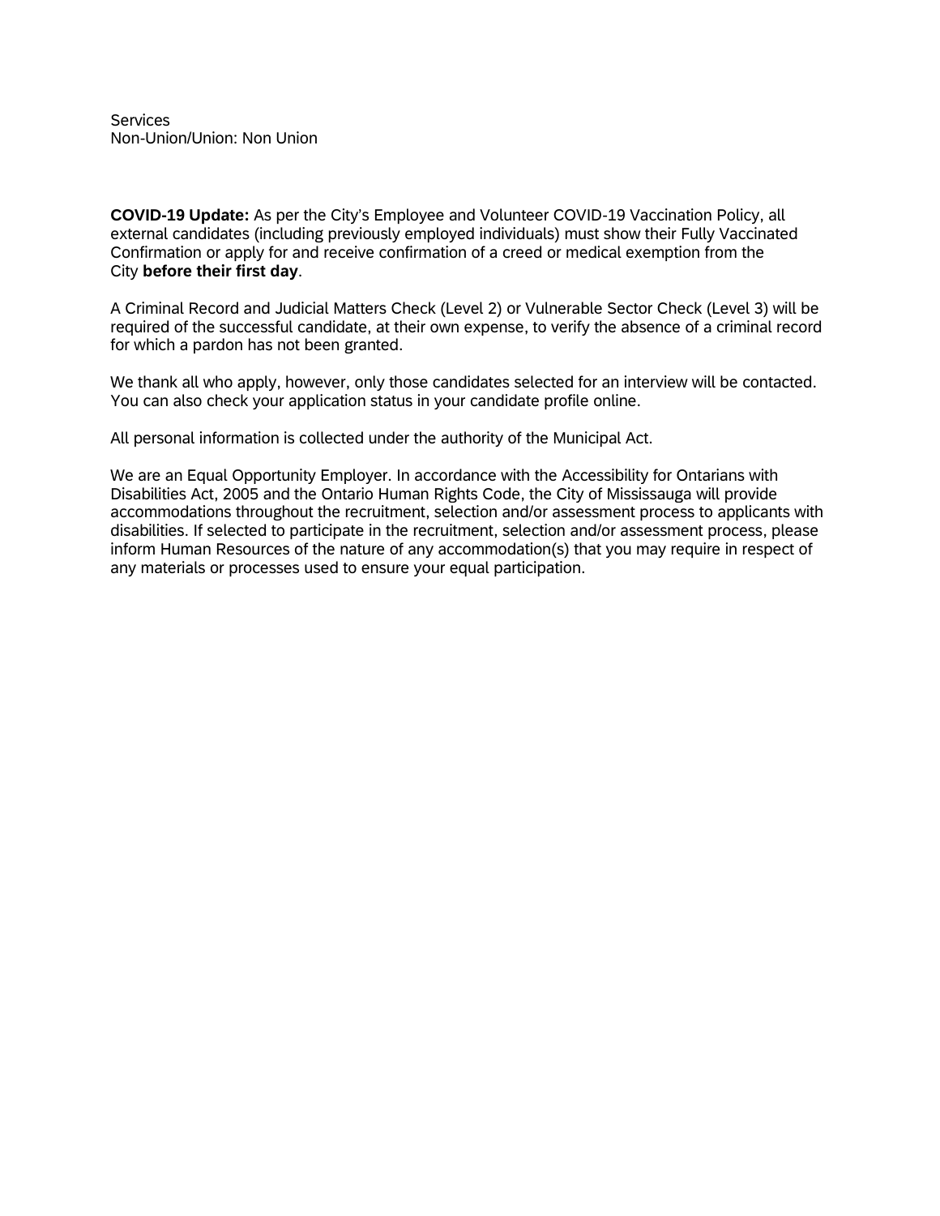Services
Non-Union/Union: Non Union

**COVID-19 Update:** As per the City's Employee and Volunteer COVID-19 Vaccination Policy, all external candidates (including previously employed individuals) must show their Fully Vaccinated Confirmation or apply for and receive confirmation of a creed or medical exemption from the City **before their first day**.

A Criminal Record and Judicial Matters Check (Level 2) or Vulnerable Sector Check (Level 3) will be required of the successful candidate, at their own expense, to verify the absence of a criminal record for which a pardon has not been granted.

We thank all who apply, however, only those candidates selected for an interview will be contacted. You can also check your application status in your candidate profile online.

All personal information is collected under the authority of the Municipal Act.

We are an Equal Opportunity Employer. In accordance with the Accessibility for Ontarians with Disabilities Act, 2005 and the Ontario Human Rights Code, the City of Mississauga will provide accommodations throughout the recruitment, selection and/or assessment process to applicants with disabilities. If selected to participate in the recruitment, selection and/or assessment process, please inform Human Resources of the nature of any accommodation(s) that you may require in respect of any materials or processes used to ensure your equal participation.